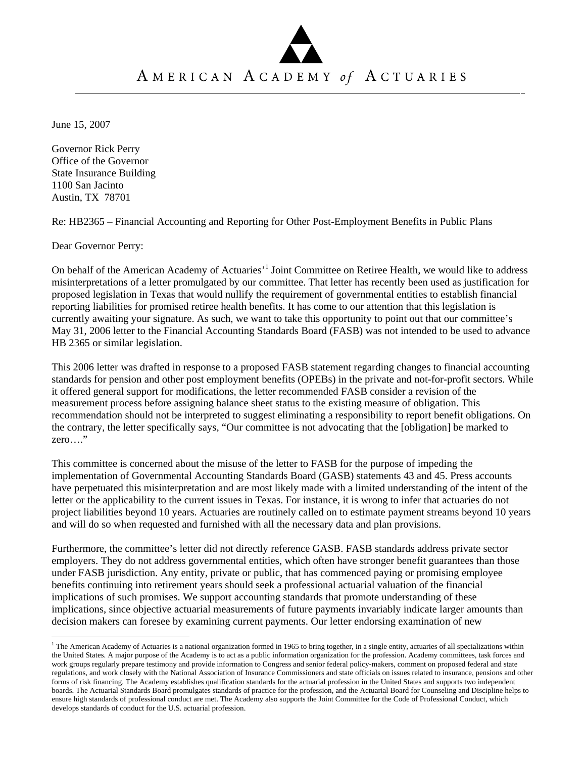# AMERICAN ACADEMY *of* ACTUARIES

June 15, 2007

Governor Rick Perry
Office of the Governor
State Insurance Building
1100 San Jacinto
Austin, TX 78701

Re: HB2365 – Financial Accounting and Reporting for Other Post-Employment Benefits in Public Plans

Dear Governor Perry:

On behalf of the American Academy of Actuaries'[1] Joint Committee on Retiree Health, we would like to address misinterpretations of a letter promulgated by our committee. That letter has recently been used as justification for proposed legislation in Texas that would nullify the requirement of governmental entities to establish financial reporting liabilities for promised retiree health benefits. It has come to our attention that this legislation is currently awaiting your signature. As such, we want to take this opportunity to point out that our committee's May 31, 2006 letter to the Financial Accounting Standards Board (FASB) was not intended to be used to advance HB 2365 or similar legislation.

This 2006 letter was drafted in response to a proposed FASB statement regarding changes to financial accounting standards for pension and other post employment benefits (OPEBs) in the private and not-for-profit sectors. While it offered general support for modifications, the letter recommended FASB consider a revision of the measurement process before assigning balance sheet status to the existing measure of obligation. This recommendation should not be interpreted to suggest eliminating a responsibility to report benefit obligations. On the contrary, the letter specifically says, "Our committee is not advocating that the [obligation] be marked to zero…."

This committee is concerned about the misuse of the letter to FASB for the purpose of impeding the implementation of Governmental Accounting Standards Board (GASB) statements 43 and 45. Press accounts have perpetuated this misinterpretation and are most likely made with a limited understanding of the intent of the letter or the applicability to the current issues in Texas. For instance, it is wrong to infer that actuaries do not project liabilities beyond 10 years. Actuaries are routinely called on to estimate payment streams beyond 10 years and will do so when requested and furnished with all the necessary data and plan provisions.

Furthermore, the committee's letter did not directly reference GASB. FASB standards address private sector employers. They do not address governmental entities, which often have stronger benefit guarantees than those under FASB jurisdiction. Any entity, private or public, that has commenced paying or promising employee benefits continuing into retirement years should seek a professional actuarial valuation of the financial implications of such promises. We support accounting standards that promote understanding of these implications, since objective actuarial measurements of future payments invariably indicate larger amounts than decision makers can foresee by examining current payments. Our letter endorsing examination of new

---

[1] The American Academy of Actuaries is a national organization formed in 1965 to bring together, in a single entity, actuaries of all specializations within the United States. A major purpose of the Academy is to act as a public information organization for the profession. Academy committees, task forces and work groups regularly prepare testimony and provide information to Congress and senior federal policy-makers, comment on proposed federal and state regulations, and work closely with the National Association of Insurance Commissioners and state officials on issues related to insurance, pensions and other forms of risk financing. The Academy establishes qualification standards for the actuarial profession in the United States and supports two independent boards. The Actuarial Standards Board promulgates standards of practice for the profession, and the Actuarial Board for Counseling and Discipline helps to ensure high standards of professional conduct are met. The Academy also supports the Joint Committee for the Code of Professional Conduct, which develops standards of conduct for the U.S. actuarial profession.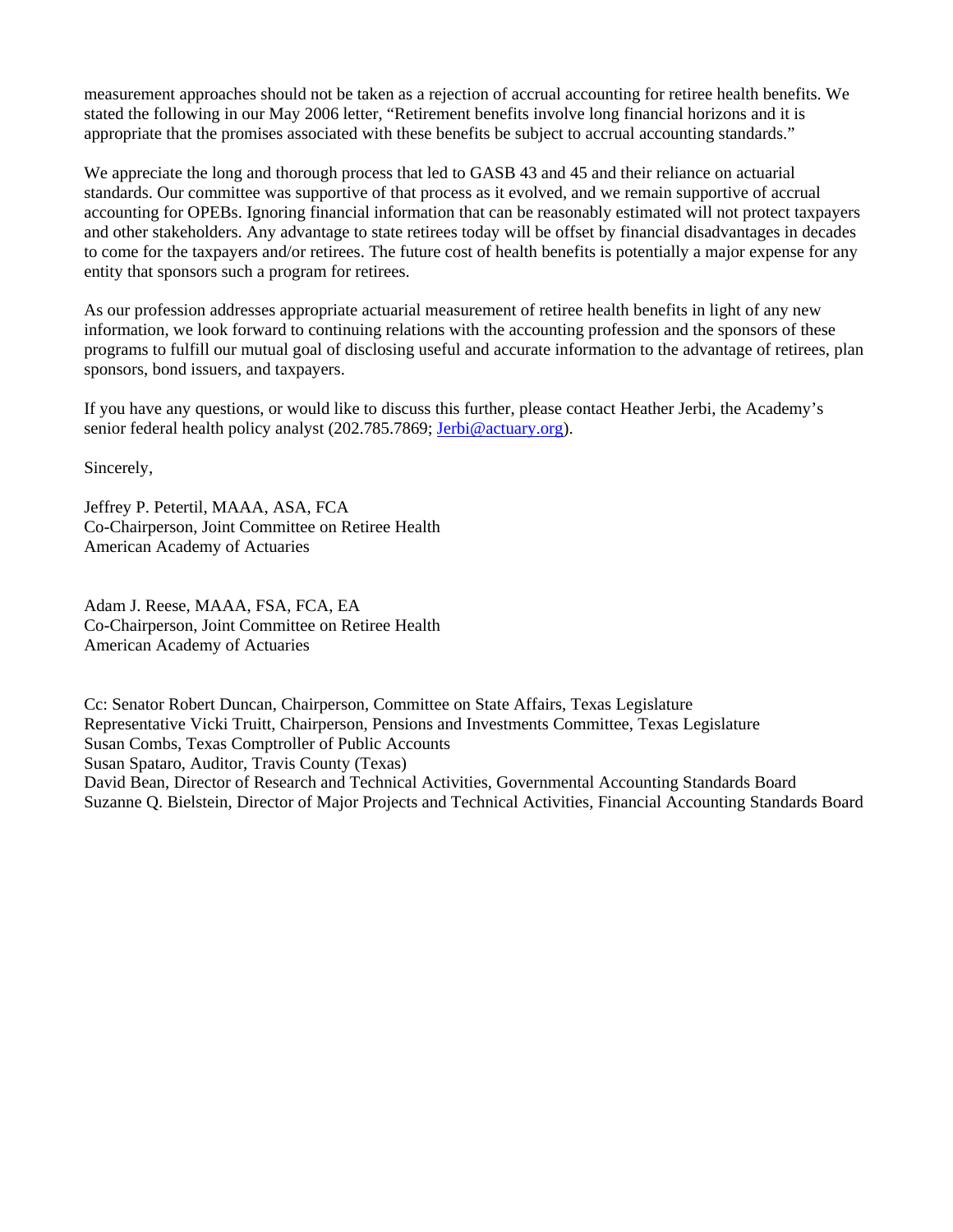measurement approaches should not be taken as a rejection of accrual accounting for retiree health benefits. We stated the following in our May 2006 letter, "Retirement benefits involve long financial horizons and it is appropriate that the promises associated with these benefits be subject to accrual accounting standards."

We appreciate the long and thorough process that led to GASB 43 and 45 and their reliance on actuarial standards. Our committee was supportive of that process as it evolved, and we remain supportive of accrual accounting for OPEBs. Ignoring financial information that can be reasonably estimated will not protect taxpayers and other stakeholders. Any advantage to state retirees today will be offset by financial disadvantages in decades to come for the taxpayers and/or retirees. The future cost of health benefits is potentially a major expense for any entity that sponsors such a program for retirees.

As our profession addresses appropriate actuarial measurement of retiree health benefits in light of any new information, we look forward to continuing relations with the accounting profession and the sponsors of these programs to fulfill our mutual goal of disclosing useful and accurate information to the advantage of retirees, plan sponsors, bond issuers, and taxpayers.

If you have any questions, or would like to discuss this further, please contact Heather Jerbi, the Academy's senior federal health policy analyst (202.785.7869; [Jerbi@actuary.org](mailto:Jerbi@actuary.org)).

Sincerely,

Jeffrey P. Petertil, MAAA, ASA, FCA
Co-Chairperson, Joint Committee on Retiree Health
American Academy of Actuaries

Adam J. Reese, MAAA, FSA, FCA, EA
Co-Chairperson, Joint Committee on Retiree Health
American Academy of Actuaries

Cc: Senator Robert Duncan, Chairperson, Committee on State Affairs, Texas Legislature
Representative Vicki Truitt, Chairperson, Pensions and Investments Committee, Texas Legislature
Susan Combs, Texas Comptroller of Public Accounts
Susan Spataro, Auditor, Travis County (Texas)
David Bean, Director of Research and Technical Activities, Governmental Accounting Standards Board
Suzanne Q. Bielstein, Director of Major Projects and Technical Activities, Financial Accounting Standards Board